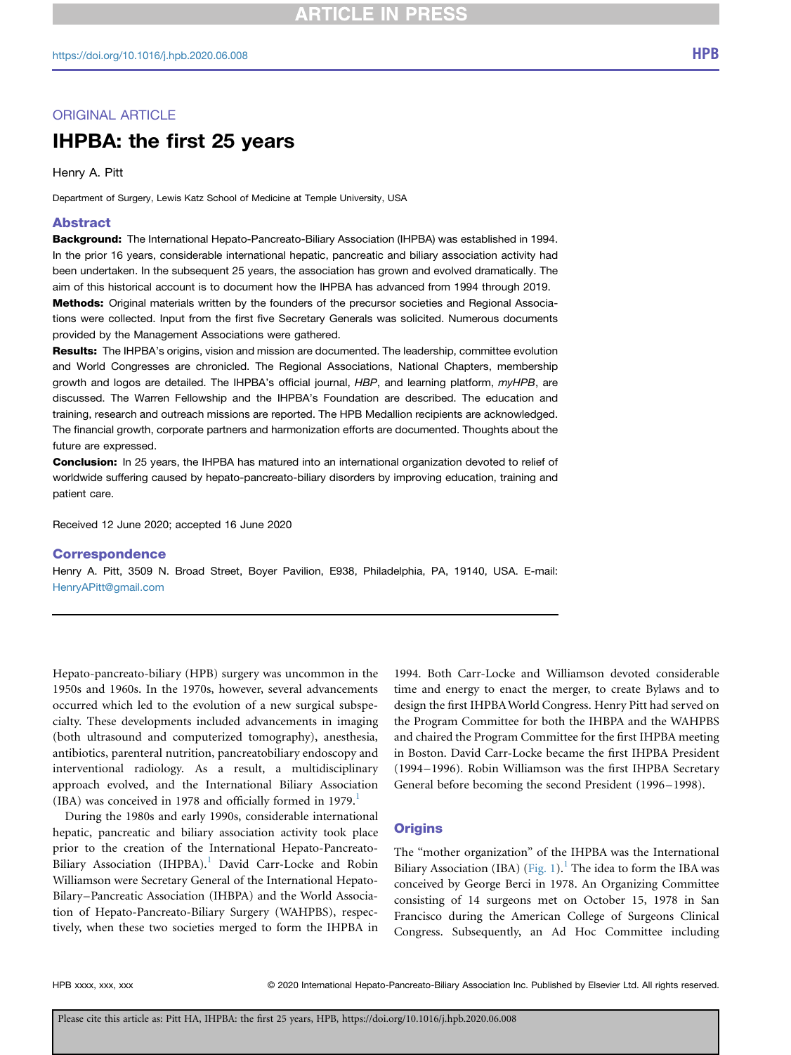ORIGINAL ARTICLE

# IHPBA: the first 25 years

Henry A. Pitt

Department of Surgery, Lewis Katz School of Medicine at Temple University, USA

## Abstract

**Background:** The International Hepato-Pancreato-Biliary Association (IHPBA) was established in 1994. In the prior 16 years, considerable international hepatic, pancreatic and biliary association activity had been undertaken. In the subsequent 25 years, the association has grown and evolved dramatically. The aim of this historical account is to document how the IHPBA has advanced from 1994 through 2019.

**Methods:** Original materials written by the founders of the precursor societies and Regional Associations were collected. Input from the first five Secretary Generals was solicited. Numerous documents provided by the Management Associations were gathered.

**Results:** The IHPBA's origins, vision and mission are documented. The leadership, committee evolution and World Congresses are chronicled. The Regional Associations, National Chapters, membership growth and logos are detailed. The IHPBA's official journal, *HBP*, and learning platform, *myHPB*, are discussed. The Warren Fellowship and the IHPBA's Foundation are described. The education and training, research and outreach missions are reported. The HPB Medallion recipients are acknowledged. The financial growth, corporate partners and harmonization efforts are documented. Thoughts about the future are expressed.

**Conclusion:** In 25 years, the IHPBA has matured into an international organization devoted to relief of worldwide suffering caused by hepato-pancreato-biliary disorders by improving education, training and patient care.

Received 12 June 2020; accepted 16 June 2020

## Correspondence

Henry A. Pitt, 3509 N. Broad Street, Boyer Pavilion, E938, Philadelphia, PA, 19140, USA. E-mail: HenryAPitt@gmail.com

Hepato-pancreato-biliary (HPB) surgery was uncommon in the 1950s and 1960s. In the 1970s, however, several advancements occurred which led to the evolution of a new surgical subspecialty. These developments included advancements in imaging (both ultrasound and computerized tomography), anesthesia, antibiotics, parenteral nutrition, pancreatobiliary endoscopy and interventional radiology. As a result, a multidisciplinary approach evolved, and the International Biliary Association (IBA) was conceived in 1978 and officially formed in 1979.[1]

During the 1980s and early 1990s, considerable international hepatic, pancreatic and biliary association activity took place prior to the creation of the International Hepato-Pancreato-Biliary Association (IHPBA).[1] David Carr-Locke and Robin Williamson were Secretary General of the International Hepato-Bilary–Pancreatic Association (IHBPA) and the World Association of Hepato-Pancreato-Biliary Surgery (WAHPBS), respectively, when these two societies merged to form the IHPBA in 1994. Both Carr-Locke and Williamson devoted considerable time and energy to enact the merger, to create Bylaws and to design the first IHPBA World Congress. Henry Pitt had served on the Program Committee for both the IHBPA and the WAHPBS and chaired the Program Committee for the first IHPBA meeting in Boston. David Carr-Locke became the first IHPBA President (1994–1996). Robin Williamson was the first IHPBA Secretary General before becoming the second President (1996–1998).

## Origins

The "mother organization" of the IHPBA was the International Biliary Association (IBA) (Fig. 1).[1] The idea to form the IBA was conceived by George Berci in 1978. An Organizing Committee consisting of 14 surgeons met on October 15, 1978 in San Francisco during the American College of Surgeons Clinical Congress. Subsequently, an Ad Hoc Committee including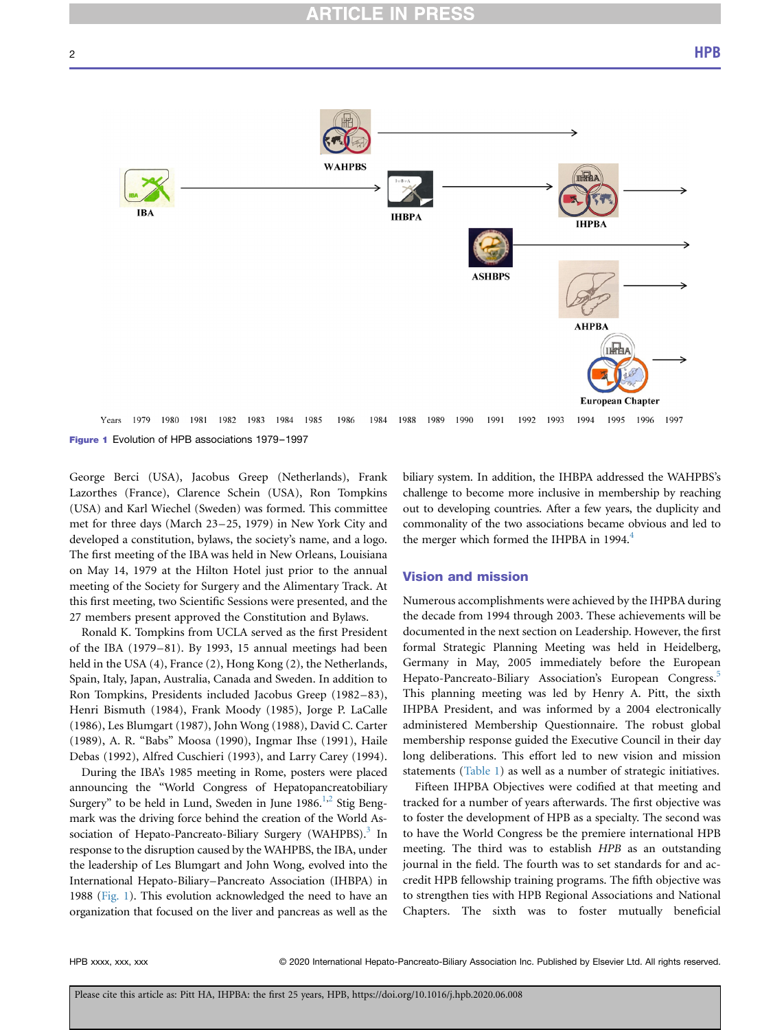WAHPBS

IBA

IHBPA

IHPBA

ASHBPS

AHPBA

European Chapter

Years 1979 1980 1981 1982 1983 1984 1985 1986 1984 1988 1989 1990 1991 1992 1993 1994 1995 1996 1997

**Figure 1** Evolution of HPB associations 1979–1997

George Berci (USA), Jacobus Greep (Netherlands), Frank Lazorthes (France), Clarence Schein (USA), Ron Tompkins (USA) and Karl Wiechel (Sweden) was formed. This committee met for three days (March 23–25, 1979) in New York City and developed a constitution, bylaws, the society's name, and a logo. The first meeting of the IBA was held in New Orleans, Louisiana on May 14, 1979 at the Hilton Hotel just prior to the annual meeting of the Society for Surgery and the Alimentary Track. At this first meeting, two Scientific Sessions were presented, and the 27 members present approved the Constitution and Bylaws.

Ronald K. Tompkins from UCLA served as the first President of the IBA (1979–81). By 1993, 15 annual meetings had been held in the USA (4), France (2), Hong Kong (2), the Netherlands, Spain, Italy, Japan, Australia, Canada and Sweden. In addition to Ron Tompkins, Presidents included Jacobus Greep (1982–83), Henri Bismuth (1984), Frank Moody (1985), Jorge P. LaCalle (1986), Les Blumgart (1987), John Wong (1988), David C. Carter (1989), A. R. "Babs" Moosa (1990), Ingmar Ihse (1991), Haile Debas (1992), Alfred Cuschieri (1993), and Larry Carey (1994).

During the IBA's 1985 meeting in Rome, posters were placed announcing the "World Congress of Hepatopancreatobiliary Surgery" to be held in Lund, Sweden in June 1986.[1,2] Stig Bengmark was the driving force behind the creation of the World Association of Hepato-Pancreato-Biliary Surgery (WAHPBS).[3] In response to the disruption caused by the WAHPBS, the IBA, under the leadership of Les Blumgart and John Wong, evolved into the International Hepato-Biliary–Pancreato Association (IHBPA) in 1988 (Fig. 1). This evolution acknowledged the need to have an organization that focused on the liver and pancreas as well as the biliary system. In addition, the IHBPA addressed the WAHPBS's challenge to become more inclusive in membership by reaching out to developing countries. After a few years, the duplicity and commonality of the two associations became obvious and led to the merger which formed the IHPBA in 1994.[4]

## Vision and mission

Numerous accomplishments were achieved by the IHPBA during the decade from 1994 through 2003. These achievements will be documented in the next section on Leadership. However, the first formal Strategic Planning Meeting was held in Heidelberg, Germany in May, 2005 immediately before the European Hepato-Pancreato-Biliary Association's European Congress.[5] This planning meeting was led by Henry A. Pitt, the sixth IHPBA President, and was informed by a 2004 electronically administered Membership Questionnaire. The robust global membership response guided the Executive Council in their day long deliberations. This effort led to new vision and mission statements (Table 1) as well as a number of strategic initiatives.

Fifteen IHPBA Objectives were codified at that meeting and tracked for a number of years afterwards. The first objective was to foster the development of HPB as a specialty. The second was to have the World Congress be the premiere international HPB meeting. The third was to establish *HPB* as an outstanding journal in the field. The fourth was to set standards for and accredit HPB fellowship training programs. The fifth objective was to strengthen ties with HPB Regional Associations and National Chapters. The sixth was to foster mutually beneficial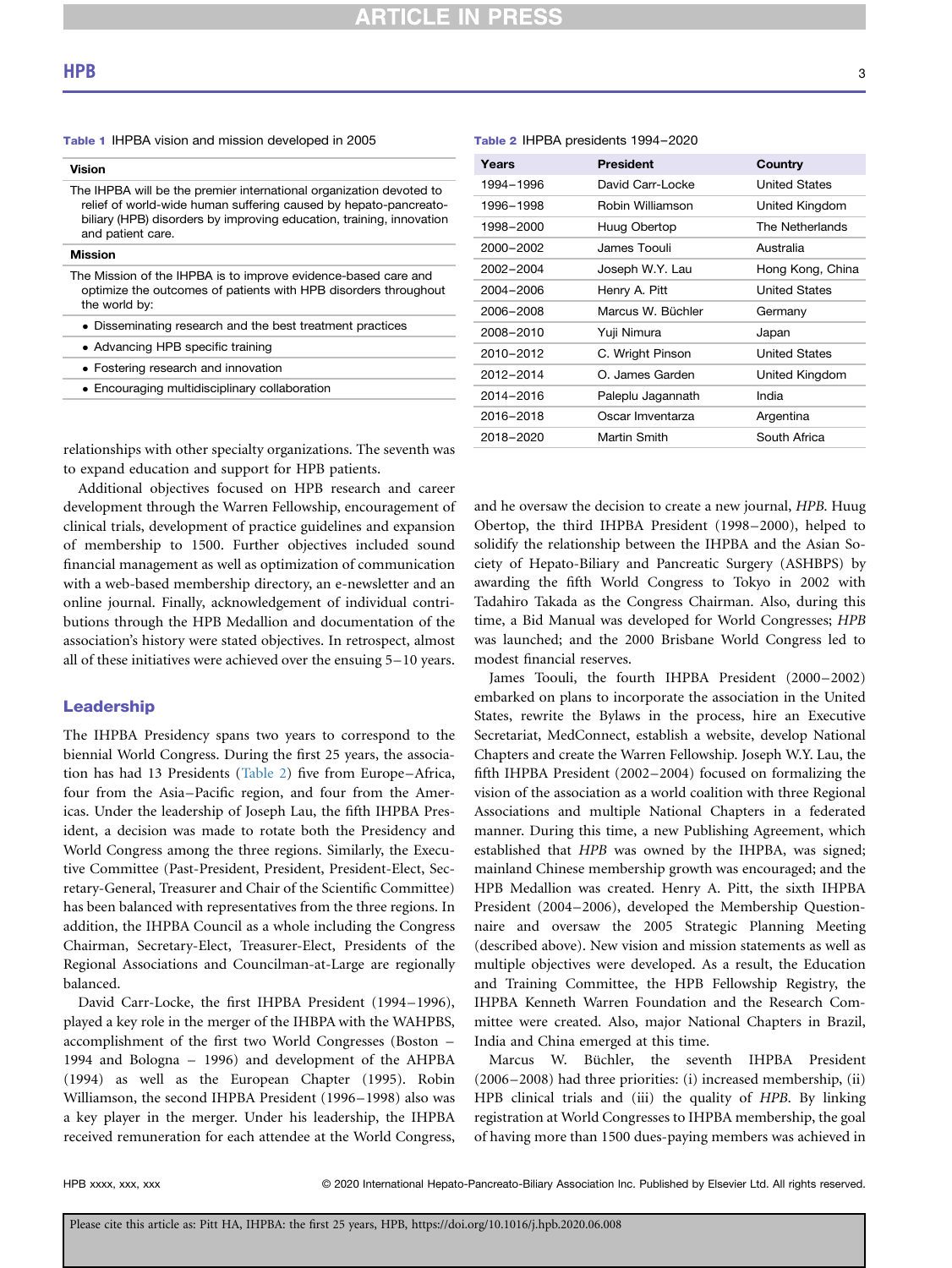Table 1 IHPBA vision and mission developed in 2005

| | |
|---|---|
| **Vision** | |
| The IHPBA will be the premier international organization devoted to relief of world-wide human suffering caused by hepato-pancreato-biliary (HPB) disorders by improving education, training, innovation and patient care. | |
| **Mission** | |
| The Mission of the IHPBA is to improve evidence-based care and optimize the outcomes of patients with HPB disorders throughout the world by: | |
| • Disseminating research and the best treatment practices | |
| • Advancing HPB specific training | |
| • Fostering research and innovation | |
| • Encouraging multidisciplinary collaboration | |

Table 2 IHPBA presidents 1994–2020

| Years | President | Country |
|---|---|---|
| 1994–1996 | David Carr-Locke | United States |
| 1996–1998 | Robin Williamson | United Kingdom |
| 1998–2000 | Huug Obertop | The Netherlands |
| 2000–2002 | James Toouli | Australia |
| 2002–2004 | Joseph W.Y. Lau | Hong Kong, China |
| 2004–2006 | Henry A. Pitt | United States |
| 2006–2008 | Marcus W. Büchler | Germany |
| 2008–2010 | Yuji Nimura | Japan |
| 2010–2012 | C. Wright Pinson | United States |
| 2012–2014 | O. James Garden | United Kingdom |
| 2014–2016 | Paleplu Jagannath | India |
| 2016–2018 | Oscar Imventarza | Argentina |
| 2018–2020 | Martin Smith | South Africa |

relationships with other specialty organizations. The seventh was to expand education and support for HPB patients.

Additional objectives focused on HPB research and career development through the Warren Fellowship, encouragement of clinical trials, development of practice guidelines and expansion of membership to 1500. Further objectives included sound financial management as well as optimization of communication with a web-based membership directory, an e-newsletter and an online journal. Finally, acknowledgement of individual contributions through the HPB Medallion and documentation of the association's history were stated objectives. In retrospect, almost all of these initiatives were achieved over the ensuing 5–10 years.

## Leadership

The IHPBA Presidency spans two years to correspond to the biennial World Congress. During the first 25 years, the association has had 13 Presidents (Table 2) five from Europe–Africa, four from the Asia–Pacific region, and four from the Americas. Under the leadership of Joseph Lau, the fifth IHPBA President, a decision was made to rotate both the Presidency and World Congress among the three regions. Similarly, the Executive Committee (Past-President, President, President-Elect, Secretary-General, Treasurer and Chair of the Scientific Committee) has been balanced with representatives from the three regions. In addition, the IHPBA Council as a whole including the Congress Chairman, Secretary-Elect, Treasurer-Elect, Presidents of the Regional Associations and Councilman-at-Large are regionally balanced.

David Carr-Locke, the first IHPBA President (1994–1996), played a key role in the merger of the IHBPA with the WAHPBS, accomplishment of the first two World Congresses (Boston – 1994 and Bologna – 1996) and development of the AHPBA (1994) as well as the European Chapter (1995). Robin Williamson, the second IHPBA President (1996–1998) also was a key player in the merger. Under his leadership, the IHPBA received remuneration for each attendee at the World Congress, and he oversaw the decision to create a new journal, *HPB*. Huug Obertop, the third IHPBA President (1998–2000), helped to solidify the relationship between the IHPBA and the Asian Society of Hepato-Biliary and Pancreatic Surgery (ASHBPS) by awarding the fifth World Congress to Tokyo in 2002 with Tadahiro Takada as the Congress Chairman. Also, during this time, a Bid Manual was developed for World Congresses; *HPB* was launched; and the 2000 Brisbane World Congress led to modest financial reserves.

James Toouli, the fourth IHPBA President (2000–2002) embarked on plans to incorporate the association in the United States, rewrite the Bylaws in the process, hire an Executive Secretariat, MedConnect, establish a website, develop National Chapters and create the Warren Fellowship. Joseph W.Y. Lau, the fifth IHPBA President (2002–2004) focused on formalizing the vision of the association as a world coalition with three Regional Associations and multiple National Chapters in a federated manner. During this time, a new Publishing Agreement, which established that *HPB* was owned by the IHPBA, was signed; mainland Chinese membership growth was encouraged; and the HPB Medallion was created. Henry A. Pitt, the sixth IHPBA President (2004–2006), developed the Membership Questionnaire and oversaw the 2005 Strategic Planning Meeting (described above). New vision and mission statements as well as multiple objectives were developed. As a result, the Education and Training Committee, the HPB Fellowship Registry, the IHPBA Kenneth Warren Foundation and the Research Committee were created. Also, major National Chapters in Brazil, India and China emerged at this time.

Marcus W. Büchler, the seventh IHPBA President (2006–2008) had three priorities: (i) increased membership, (ii) HPB clinical trials and (iii) the quality of *HPB*. By linking registration at World Congresses to IHPBA membership, the goal of having more than 1500 dues-paying members was achieved in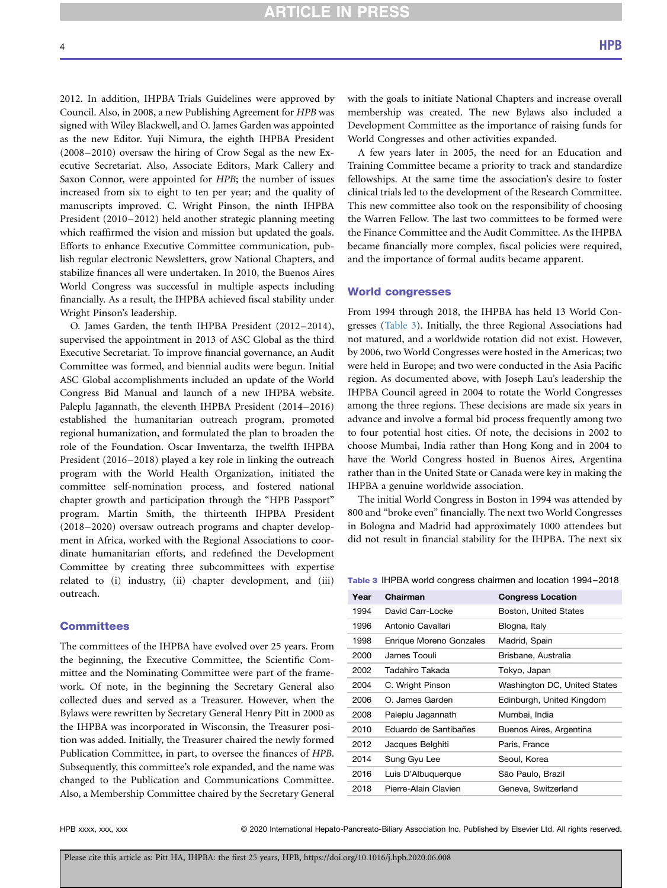2012. In addition, IHPBA Trials Guidelines were approved by Council. Also, in 2008, a new Publishing Agreement for *HPB* was signed with Wiley Blackwell, and O. James Garden was appointed as the new Editor. Yuji Nimura, the eighth IHPBA President (2008–2010) oversaw the hiring of Crow Segal as the new Executive Secretariat. Also, Associate Editors, Mark Callery and Saxon Connor, were appointed for *HPB*; the number of issues increased from six to eight to ten per year; and the quality of manuscripts improved. C. Wright Pinson, the ninth IHPBA President (2010–2012) held another strategic planning meeting which reaffirmed the vision and mission but updated the goals. Efforts to enhance Executive Committee communication, publish regular electronic Newsletters, grow National Chapters, and stabilize finances all were undertaken. In 2010, the Buenos Aires World Congress was successful in multiple aspects including financially. As a result, the IHPBA achieved fiscal stability under Wright Pinson's leadership.

O. James Garden, the tenth IHPBA President (2012–2014), supervised the appointment in 2013 of ASC Global as the third Executive Secretariat. To improve financial governance, an Audit Committee was formed, and biennial audits were begun. Initial ASC Global accomplishments included an update of the World Congress Bid Manual and launch of a new IHPBA website. Paleplu Jagannath, the eleventh IHPBA President (2014–2016) established the humanitarian outreach program, promoted regional humanization, and formulated the plan to broaden the role of the Foundation. Oscar Imventarza, the twelfth IHPBA President (2016–2018) played a key role in linking the outreach program with the World Health Organization, initiated the committee self-nomination process, and fostered national chapter growth and participation through the "HPB Passport" program. Martin Smith, the thirteenth IHPBA President (2018–2020) oversaw outreach programs and chapter development in Africa, worked with the Regional Associations to coordinate humanitarian efforts, and redefined the Development Committee by creating three subcommittees with expertise related to (i) industry, (ii) chapter development, and (iii) outreach.

## Committees

The committees of the IHPBA have evolved over 25 years. From the beginning, the Executive Committee, the Scientific Committee and the Nominating Committee were part of the framework. Of note, in the beginning the Secretary General also collected dues and served as a Treasurer. However, when the Bylaws were rewritten by Secretary General Henry Pitt in 2000 as the IHPBA was incorporated in Wisconsin, the Treasurer position was added. Initially, the Treasurer chaired the newly formed Publication Committee, in part, to oversee the finances of *HPB*. Subsequently, this committee's role expanded, and the name was changed to the Publication and Communications Committee. Also, a Membership Committee chaired by the Secretary General with the goals to initiate National Chapters and increase overall membership was created. The new Bylaws also included a Development Committee as the importance of raising funds for World Congresses and other activities expanded.

A few years later in 2005, the need for an Education and Training Committee became a priority to track and standardize fellowships. At the same time the association's desire to foster clinical trials led to the development of the Research Committee. This new committee also took on the responsibility of choosing the Warren Fellow. The last two committees to be formed were the Finance Committee and the Audit Committee. As the IHPBA became financially more complex, fiscal policies were required, and the importance of formal audits became apparent.

## World congresses

From 1994 through 2018, the IHPBA has held 13 World Congresses (Table 3). Initially, the three Regional Associations had not matured, and a worldwide rotation did not exist. However, by 2006, two World Congresses were hosted in the Americas; two were held in Europe; and two were conducted in the Asia Pacific region. As documented above, with Joseph Lau's leadership the IHPBA Council agreed in 2004 to rotate the World Congresses among the three regions. These decisions are made six years in advance and involve a formal bid process frequently among two to four potential host cities. Of note, the decisions in 2002 to choose Mumbai, India rather than Hong Kong and in 2004 to have the World Congress hosted in Buenos Aires, Argentina rather than in the United State or Canada were key in making the IHPBA a genuine worldwide association.

The initial World Congress in Boston in 1994 was attended by 800 and "broke even" financially. The next two World Congresses in Bologna and Madrid had approximately 1000 attendees but did not result in financial stability for the IHPBA. The next six

**Table 3** IHPBA world congress chairmen and location 1994–2018

| Year | Chairman | Congress Location |
|---|---|---|
| 1994 | David Carr-Locke | Boston, United States |
| 1996 | Antonio Cavallari | Blogna, Italy |
| 1998 | Enrique Moreno Gonzales | Madrid, Spain |
| 2000 | James Toouli | Brisbane, Australia |
| 2002 | Tadahiro Takada | Tokyo, Japan |
| 2004 | C. Wright Pinson | Washington DC, United States |
| 2006 | O. James Garden | Edinburgh, United Kingdom |
| 2008 | Paleplu Jagannath | Mumbai, India |
| 2010 | Eduardo de Santibañes | Buenos Aires, Argentina |
| 2012 | Jacques Belghiti | Paris, France |
| 2014 | Sung Gyu Lee | Seoul, Korea |
| 2016 | Luis D'Albuquerque | São Paulo, Brazil |
| 2018 | Pierre-Alain Clavien | Geneva, Switzerland |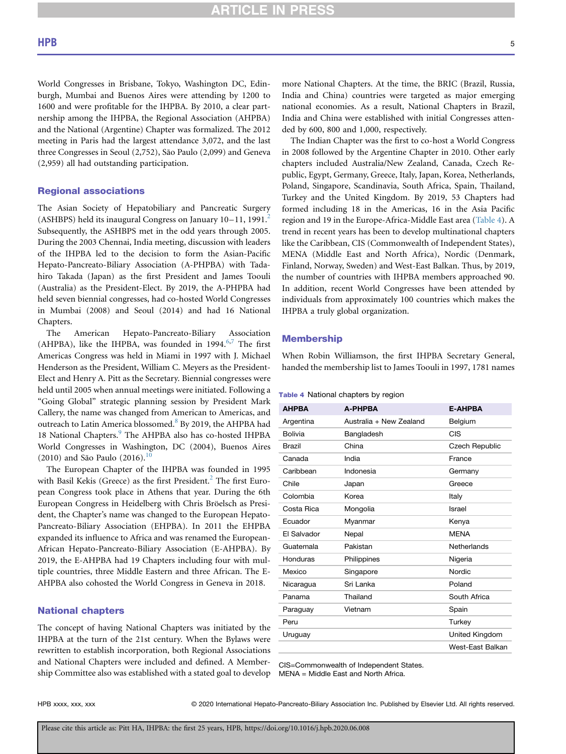World Congresses in Brisbane, Tokyo, Washington DC, Edinburgh, Mumbai and Buenos Aires were attending by 1200 to 1600 and were profitable for the IHPBA. By 2010, a clear partnership among the IHPBA, the Regional Association (AHPBA) and the National (Argentine) Chapter was formalized. The 2012 meeting in Paris had the largest attendance 3,072, and the last three Congresses in Seoul (2,752), São Paulo (2,099) and Geneva (2,959) all had outstanding participation.

## Regional associations

The Asian Society of Hepatobiliary and Pancreatic Surgery (ASHBPS) held its inaugural Congress on January 10–11, 1991.[2] Subsequently, the ASHBPS met in the odd years through 2005. During the 2003 Chennai, India meeting, discussion with leaders of the IHPBA led to the decision to form the Asian-Pacific Hepato-Pancreato-Biliary Association (A-PHPBA) with Tadahiro Takada (Japan) as the first President and James Toouli (Australia) as the President-Elect. By 2019, the A-PHPBA had held seven biennial congresses, had co-hosted World Congresses in Mumbai (2008) and Seoul (2014) and had 16 National Chapters.

The American Hepato-Pancreato-Biliary Association (AHPBA), like the IHPBA, was founded in 1994.[6,7] The first Americas Congress was held in Miami in 1997 with J. Michael Henderson as the President, William C. Meyers as the President-Elect and Henry A. Pitt as the Secretary. Biennial congresses were held until 2005 when annual meetings were initiated. Following a "Going Global" strategic planning session by President Mark Callery, the name was changed from American to Americas, and outreach to Latin America blossomed.[8] By 2019, the AHPBA had 18 National Chapters.[9] The AHPBA also has co-hosted IHPBA World Congresses in Washington, DC (2004), Buenos Aires (2010) and São Paulo (2016).[10]

The European Chapter of the IHPBA was founded in 1995 with Basil Kekis (Greece) as the first President.[2] The first European Congress took place in Athens that year. During the 6th European Congress in Heidelberg with Chris Bröelsch as President, the Chapter's name was changed to the European Hepato-Pancreato-Biliary Association (EHPBA). In 2011 the EHPBA expanded its influence to Africa and was renamed the European-African Hepato-Pancreato-Biliary Association (E-AHPBA). By 2019, the E-AHPBA had 19 Chapters including four with multiple countries, three Middle Eastern and three African. The E-AHPBA also cohosted the World Congress in Geneva in 2018.

## National chapters

The concept of having National Chapters was initiated by the IHPBA at the turn of the 21st century. When the Bylaws were rewritten to establish incorporation, both Regional Associations and National Chapters were included and defined. A Membership Committee also was established with a stated goal to develop more National Chapters. At the time, the BRIC (Brazil, Russia, India and China) countries were targeted as major emerging national economies. As a result, National Chapters in Brazil, India and China were established with initial Congresses attended by 600, 800 and 1,000, respectively.

The Indian Chapter was the first to co-host a World Congress in 2008 followed by the Argentine Chapter in 2010. Other early chapters included Australia/New Zealand, Canada, Czech Republic, Egypt, Germany, Greece, Italy, Japan, Korea, Netherlands, Poland, Singapore, Scandinavia, South Africa, Spain, Thailand, Turkey and the United Kingdom. By 2019, 53 Chapters had formed including 18 in the Americas, 16 in the Asia Pacific region and 19 in the Europe-Africa-Middle East area (Table 4). A trend in recent years has been to develop multinational chapters like the Caribbean, CIS (Commonwealth of Independent States), MENA (Middle East and North Africa), Nordic (Denmark, Finland, Norway, Sweden) and West-East Balkan. Thus, by 2019, the number of countries with IHPBA members approached 90. In addition, recent World Congresses have been attended by individuals from approximately 100 countries which makes the IHPBA a truly global organization.

## Membership

When Robin Williamson, the first IHPBA Secretary General, handed the membership list to James Toouli in 1997, 1781 names

**Table 4** National chapters by region

| AHPBA | A-PHPBA | E-AHPBA |
|---|---|---|
| Argentina | Australia + New Zealand | Belgium |
| Bolivia | Bangladesh | CIS |
| Brazil | China | Czech Republic |
| Canada | India | France |
| Caribbean | Indonesia | Germany |
| Chile | Japan | Greece |
| Colombia | Korea | Italy |
| Costa Rica | Mongolia | Israel |
| Ecuador | Myanmar | Kenya |
| El Salvador | Nepal | MENA |
| Guatemala | Pakistan | Netherlands |
| Honduras | Philippines | Nigeria |
| Mexico | Singapore | Nordic |
| Nicaragua | Sri Lanka | Poland |
| Panama | Thailand | South Africa |
| Paraguay | Vietnam | Spain |
| Peru | | Turkey |
| Uruguay | | United Kingdom |
| | | West-East Balkan |

CIS=Commonwealth of Independent States.
MENA = Middle East and North Africa.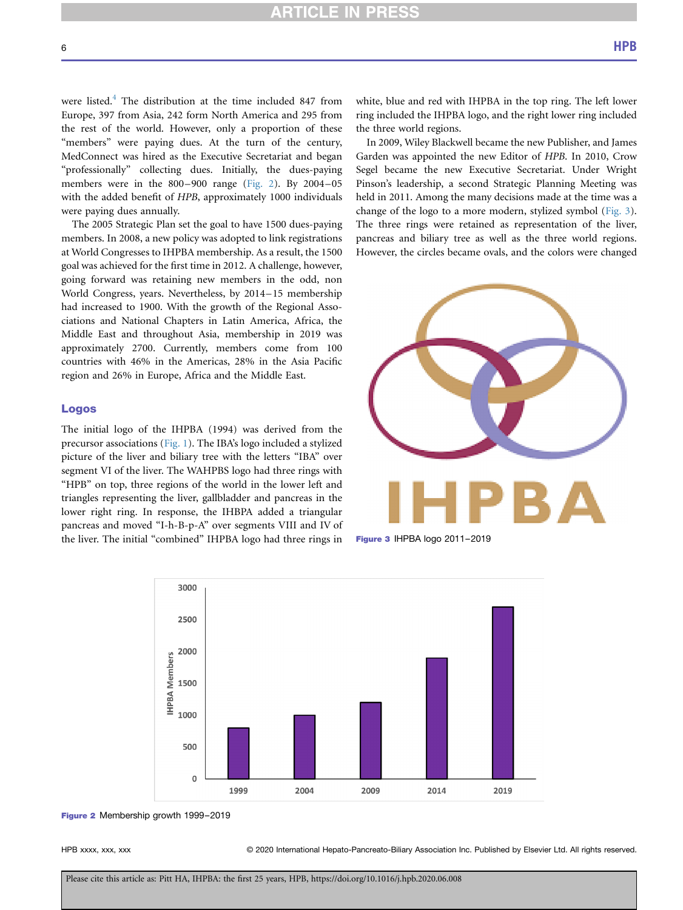were listed.[4] The distribution at the time included 847 from Europe, 397 from Asia, 242 form North America and 295 from the rest of the world. However, only a proportion of these "members" were paying dues. At the turn of the century, MedConnect was hired as the Executive Secretariat and began "professionally" collecting dues. Initially, the dues-paying members were in the 800–900 range (Fig. 2). By 2004–05 with the added benefit of *HPB*, approximately 1000 individuals were paying dues annually.

The 2005 Strategic Plan set the goal to have 1500 dues-paying members. In 2008, a new policy was adopted to link registrations at World Congresses to IHPBA membership. As a result, the 1500 goal was achieved for the first time in 2012. A challenge, however, going forward was retaining new members in the odd, non World Congress, years. Nevertheless, by 2014–15 membership had increased to 1900. With the growth of the Regional Associations and National Chapters in Latin America, Africa, the Middle East and throughout Asia, membership in 2019 was approximately 2700. Currently, members come from 100 countries with 46% in the Americas, 28% in the Asia Pacific region and 26% in Europe, Africa and the Middle East.

## Logos

The initial logo of the IHPBA (1994) was derived from the precursor associations (Fig. 1). The IBA's logo included a stylized picture of the liver and biliary tree with the letters "IBA" over segment VI of the liver. The WAHPBS logo had three rings with "HPB" on top, three regions of the world in the lower left and triangles representing the liver, gallbladder and pancreas in the lower right ring. In response, the IHBPA added a triangular pancreas and moved "I-h-B-p-A" over segments VIII and IV of the liver. The initial "combined" IHPBA logo had three rings in white, blue and red with IHPBA in the top ring. The left lower ring included the IHPBA logo, and the right lower ring included the three world regions.

In 2009, Wiley Blackwell became the new Publisher, and James Garden was appointed the new Editor of *HPB*. In 2010, Crow Segel became the new Executive Secretariat. Under Wright Pinson's leadership, a second Strategic Planning Meeting was held in 2011. Among the many decisions made at the time was a change of the logo to a more modern, stylized symbol (Fig. 3). The three rings were retained as representation of the liver, pancreas and biliary tree as well as the three world regions. However, the circles became ovals, and the colors were changed

IHPBA

**Figure 3** IHPBA logo 2011–2019

3000
2500
2000
1500
1000
500
0
IHPBA Members
1999
2004
2009
2014
2019

**Figure 2** Membership growth 1999–2019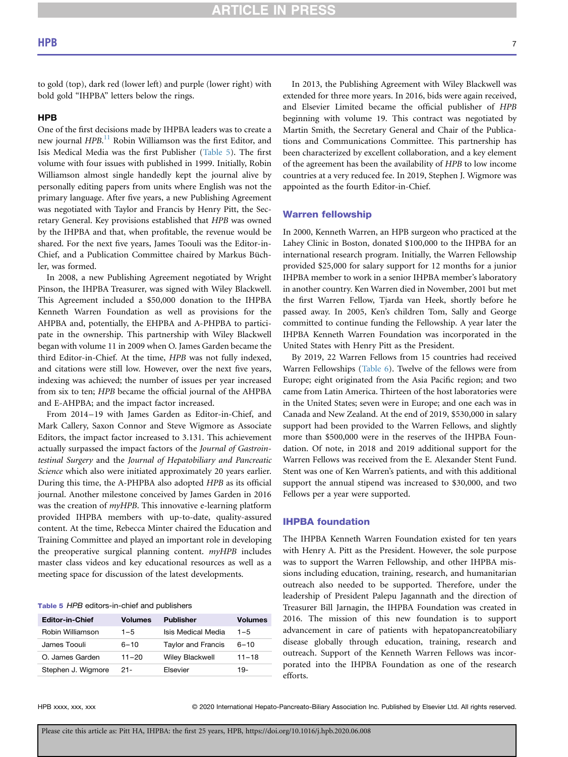to gold (top), dark red (lower left) and purple (lower right) with bold gold "IHPBA" letters below the rings.

## HPB

One of the first decisions made by IHPBA leaders was to create a new journal *HPB*.[11] Robin Williamson was the first Editor, and Isis Medical Media was the first Publisher (Table 5). The first volume with four issues with published in 1999. Initially, Robin Williamson almost single handedly kept the journal alive by personally editing papers from units where English was not the primary language. After five years, a new Publishing Agreement was negotiated with Taylor and Francis by Henry Pitt, the Secretary General. Key provisions established that *HPB* was owned by the IHPBA and that, when profitable, the revenue would be shared. For the next five years, James Toouli was the Editor-in-Chief, and a Publication Committee chaired by Markus Büchler, was formed.

In 2008, a new Publishing Agreement negotiated by Wright Pinson, the IHPBA Treasurer, was signed with Wiley Blackwell. This Agreement included a $50,000 donation to the IHPBA Kenneth Warren Foundation as well as provisions for the AHPBA and, potentially, the EHPBA and A-PHPBA to participate in the ownership. This partnership with Wiley Blackwell began with volume 11 in 2009 when O. James Garden became the third Editor-in-Chief. At the time, *HPB* was not fully indexed, and citations were still low. However, over the next five years, indexing was achieved; the number of issues per year increased from six to ten; *HPB* became the official journal of the AHPBA and E-AHPBA; and the impact factor increased.

From 2014–19 with James Garden as Editor-in-Chief, and Mark Callery, Saxon Connor and Steve Wigmore as Associate Editors, the impact factor increased to 3.131. This achievement actually surpassed the impact factors of the *Journal of Gastrointestinal Surgery* and the *Journal of Hepatobiliary and Pancreatic Science* which also were initiated approximately 20 years earlier. During this time, the A-PHPBA also adopted *HPB* as its official journal. Another milestone conceived by James Garden in 2016 was the creation of *myHPB*. This innovative e-learning platform provided IHPBA members with up-to-date, quality-assured content. At the time, Rebecca Minter chaired the Education and Training Committee and played an important role in developing the preoperative surgical planning content. *myHPB* includes master class videos and key educational resources as well as a meeting space for discussion of the latest developments.

**Table 5** *HPB* editors-in-chief and publishers

| Editor-in-Chief | Volumes | Publisher | Volumes |
|---|---|---|---|
| Robin Williamson | 1–5 | Isis Medical Media | 1–5 |
| James Toouli | 6–10 | Taylor and Francis | 6–10 |
| O. James Garden | 11–20 | Wiley Blackwell | 11–18 |
| Stephen J. Wigmore | 21- | Elsevier | 19- |

In 2013, the Publishing Agreement with Wiley Blackwell was extended for three more years. In 2016, bids were again received, and Elsevier Limited became the official publisher of *HPB* beginning with volume 19. This contract was negotiated by Martin Smith, the Secretary General and Chair of the Publications and Communications Committee. This partnership has been characterized by excellent collaboration, and a key element of the agreement has been the availability of *HPB* to low income countries at a very reduced fee. In 2019, Stephen J. Wigmore was appointed as the fourth Editor-in-Chief.

## Warren fellowship

In 2000, Kenneth Warren, an HPB surgeon who practiced at the Lahey Clinic in Boston, donated $100,000 to the IHPBA for an international research program. Initially, the Warren Fellowship provided $25,000 for salary support for 12 months for a junior IHPBA member to work in a senior IHPBA member's laboratory in another country. Ken Warren died in November, 2001 but met the first Warren Fellow, Tjarda van Heek, shortly before he passed away. In 2005, Ken's children Tom, Sally and George committed to continue funding the Fellowship. A year later the IHPBA Kenneth Warren Foundation was incorporated in the United States with Henry Pitt as the President.

By 2019, 22 Warren Fellows from 15 countries had received Warren Fellowships (Table 6). Twelve of the fellows were from Europe; eight originated from the Asia Pacific region; and two came from Latin America. Thirteen of the host laboratories were in the United States; seven were in Europe; and one each was in Canada and New Zealand. At the end of 2019, $530,000 in salary support had been provided to the Warren Fellows, and slightly more than $500,000 were in the reserves of the IHPBA Foundation. Of note, in 2018 and 2019 additional support for the Warren Fellows was received from the E. Alexander Stent Fund. Stent was one of Ken Warren's patients, and with this additional support the annual stipend was increased to $30,000, and two Fellows per a year were supported.

## IHPBA foundation

The IHPBA Kenneth Warren Foundation existed for ten years with Henry A. Pitt as the President. However, the sole purpose was to support the Warren Fellowship, and other IHPBA missions including education, training, research, and humanitarian outreach also needed to be supported. Therefore, under the leadership of President Palepu Jagannath and the direction of Treasurer Bill Jarnagin, the IHPBA Foundation was created in 2016. The mission of this new foundation is to support advancement in care of patients with hepatopancreatobiliary disease globally through education, training, research and outreach. Support of the Kenneth Warren Fellows was incorporated into the IHPBA Foundation as one of the research efforts.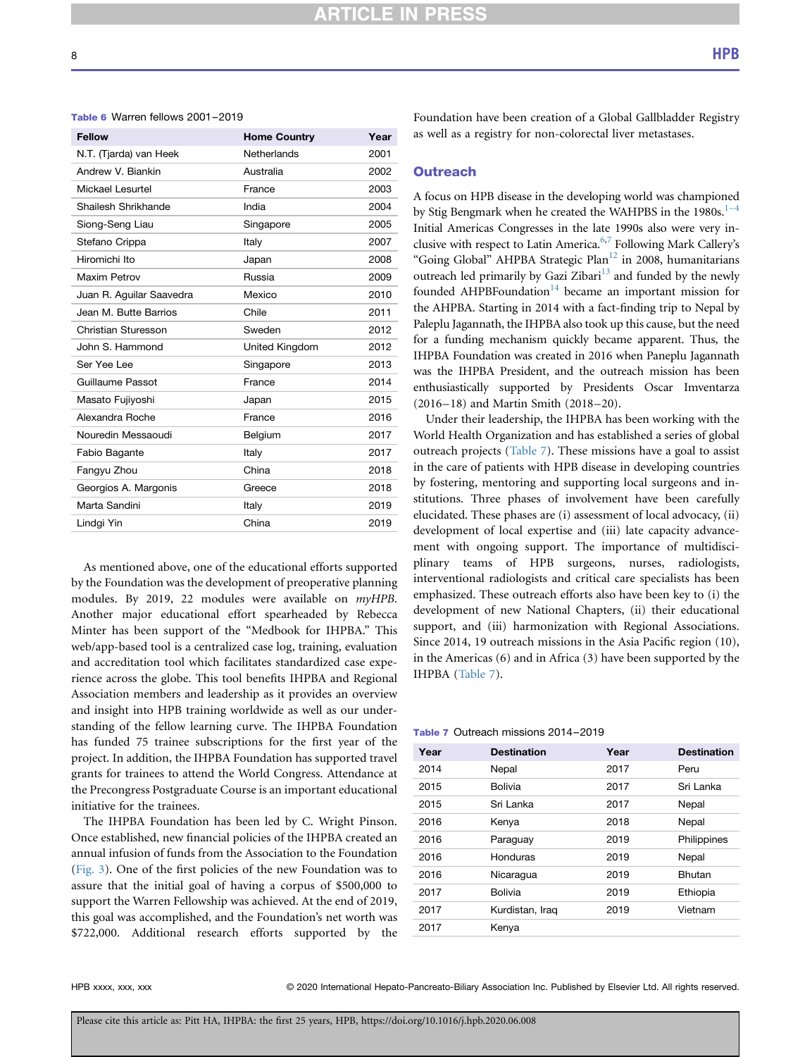Table 6 Warren fellows 2001–2019

| Fellow | Home Country | Year |
|---|---|---|
| N.T. (Tjarda) van Heek | Netherlands | 2001 |
| Andrew V. Biankin | Australia | 2002 |
| Mickael Lesurtel | France | 2003 |
| Shailesh Shrikhande | India | 2004 |
| Siong-Seng Liau | Singapore | 2005 |
| Stefano Crippa | Italy | 2007 |
| Hiromichi Ito | Japan | 2008 |
| Maxim Petrov | Russia | 2009 |
| Juan R. Aguilar Saavedra | Mexico | 2010 |
| Jean M. Butte Barrios | Chile | 2011 |
| Christian Sturesson | Sweden | 2012 |
| John S. Hammond | United Kingdom | 2012 |
| Ser Yee Lee | Singapore | 2013 |
| Guillaume Passot | France | 2014 |
| Masato Fujiyoshi | Japan | 2015 |
| Alexandra Roche | France | 2016 |
| Nouredin Messaoudi | Belgium | 2017 |
| Fabio Bagante | Italy | 2017 |
| Fangyu Zhou | China | 2018 |
| Georgios A. Margonis | Greece | 2018 |
| Marta Sandini | Italy | 2019 |
| Lindgi Yin | China | 2019 |

As mentioned above, one of the educational efforts supported by the Foundation was the development of preoperative planning modules. By 2019, 22 modules were available on *myHPB*. Another major educational effort spearheaded by Rebecca Minter has been support of the "Medbook for IHPBA." This web/app-based tool is a centralized case log, training, evaluation and accreditation tool which facilitates standardized case experience across the globe. This tool benefits IHPBA and Regional Association members and leadership as it provides an overview and insight into HPB training worldwide as well as our understanding of the fellow learning curve. The IHPBA Foundation has funded 75 trainee subscriptions for the first year of the project. In addition, the IHPBA Foundation has supported travel grants for trainees to attend the World Congress. Attendance at the Precongress Postgraduate Course is an important educational initiative for the trainees.

The IHPBA Foundation has been led by C. Wright Pinson. Once established, new financial policies of the IHPBA created an annual infusion of funds from the Association to the Foundation (Fig. 3). One of the first policies of the new Foundation was to assure that the initial goal of having a corpus of $500,000 to support the Warren Fellowship was achieved. At the end of 2019, this goal was accomplished, and the Foundation's net worth was $722,000. Additional research efforts supported by the Foundation have been creation of a Global Gallbladder Registry as well as a registry for non-colorectal liver metastases.

## Outreach

A focus on HPB disease in the developing world was championed by Stig Bengmark when he created the WAHPBS in the 1980s.[1–4] Initial Americas Congresses in the late 1990s also were very inclusive with respect to Latin America.[6,7] Following Mark Callery's "Going Global" AHPBA Strategic Plan[12] in 2008, humanitarians outreach led primarily by Gazi Zibari[13] and funded by the newly founded AHPBFoundation[14] became an important mission for the AHPBA. Starting in 2014 with a fact-finding trip to Nepal by Paleplu Jagannath, the IHPBA also took up this cause, but the need for a funding mechanism quickly became apparent. Thus, the IHPBA Foundation was created in 2016 when Paneplu Jagannath was the IHPBA President, and the outreach mission has been enthusiastically supported by Presidents Oscar Imventarza (2016–18) and Martin Smith (2018–20).

Under their leadership, the IHPBA has been working with the World Health Organization and has established a series of global outreach projects (Table 7). These missions have a goal to assist in the care of patients with HPB disease in developing countries by fostering, mentoring and supporting local surgeons and institutions. Three phases of involvement have been carefully elucidated. These phases are (i) assessment of local advocacy, (ii) development of local expertise and (iii) late capacity advancement with ongoing support. The importance of multidisciplinary teams of HPB surgeons, nurses, radiologists, interventional radiologists and critical care specialists has been emphasized. These outreach efforts also have been key to (i) the development of new National Chapters, (ii) their educational support, and (iii) harmonization with Regional Associations. Since 2014, 19 outreach missions in the Asia Pacific region (10), in the Americas (6) and in Africa (3) have been supported by the IHPBA (Table 7).

Table 7 Outreach missions 2014–2019

| Year | Destination | Year | Destination |
|---|---|---|---|
| 2014 | Nepal | 2017 | Peru |
| 2015 | Bolivia | 2017 | Sri Lanka |
| 2015 | Sri Lanka | 2017 | Nepal |
| 2016 | Kenya | 2018 | Nepal |
| 2016 | Paraguay | 2019 | Philippines |
| 2016 | Honduras | 2019 | Nepal |
| 2016 | Nicaragua | 2019 | Bhutan |
| 2017 | Bolivia | 2019 | Ethiopia |
| 2017 | Kurdistan, Iraq | 2019 | Vietnam |
| 2017 | Kenya | | |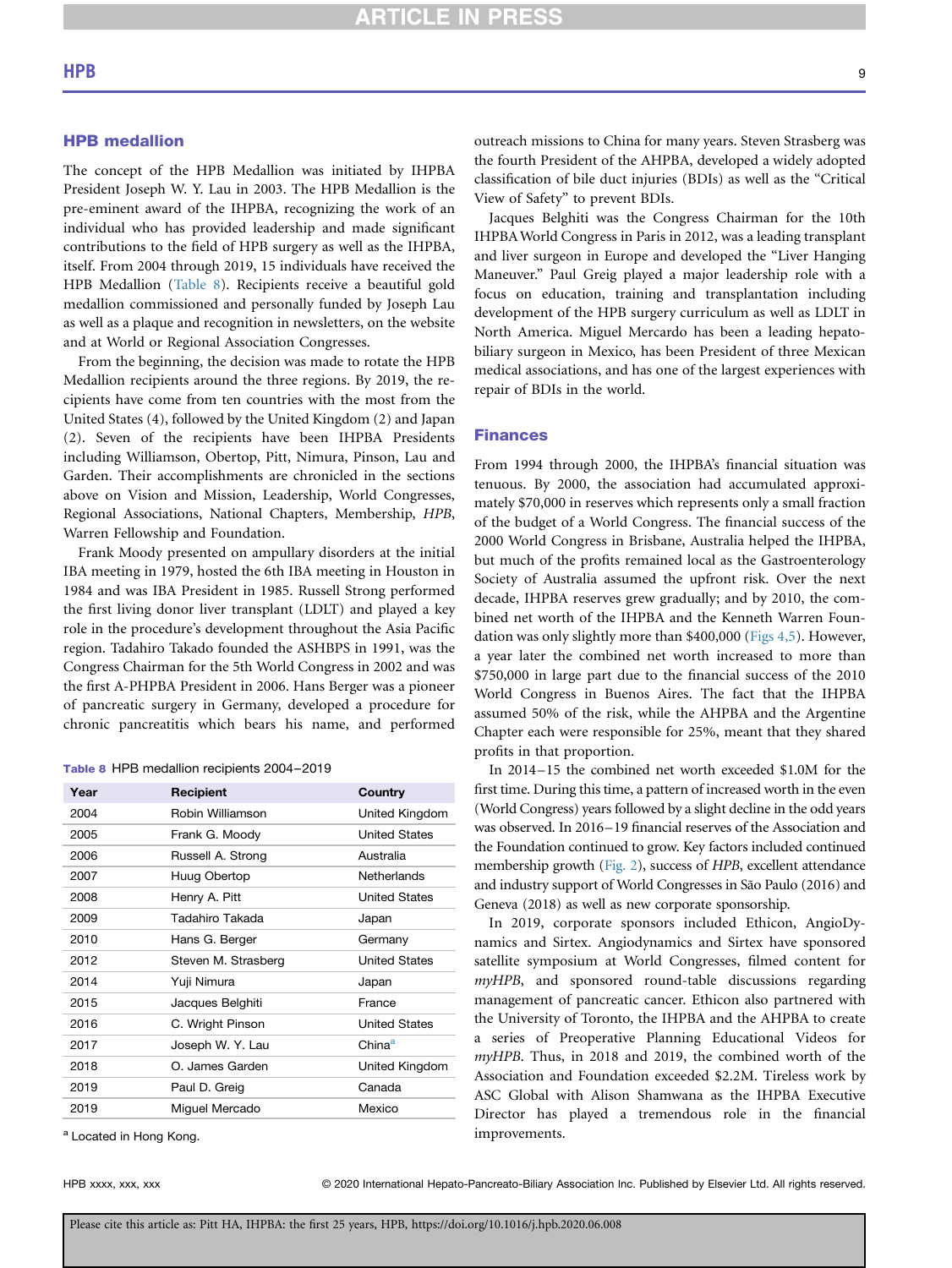## HPB medallion

The concept of the HPB Medallion was initiated by IHPBA President Joseph W. Y. Lau in 2003. The HPB Medallion is the pre-eminent award of the IHPBA, recognizing the work of an individual who has provided leadership and made significant contributions to the field of HPB surgery as well as the IHPBA, itself. From 2004 through 2019, 15 individuals have received the HPB Medallion (Table 8). Recipients receive a beautiful gold medallion commissioned and personally funded by Joseph Lau as well as a plaque and recognition in newsletters, on the website and at World or Regional Association Congresses.

From the beginning, the decision was made to rotate the HPB Medallion recipients around the three regions. By 2019, the recipients have come from ten countries with the most from the United States (4), followed by the United Kingdom (2) and Japan (2). Seven of the recipients have been IHPBA Presidents including Williamson, Obertop, Pitt, Nimura, Pinson, Lau and Garden. Their accomplishments are chronicled in the sections above on Vision and Mission, Leadership, World Congresses, Regional Associations, National Chapters, Membership, *HPB*, Warren Fellowship and Foundation.

Frank Moody presented on ampullary disorders at the initial IBA meeting in 1979, hosted the 6th IBA meeting in Houston in 1984 and was IBA President in 1985. Russell Strong performed the first living donor liver transplant (LDLT) and played a key role in the procedure's development throughout the Asia Pacific region. Tadahiro Takado founded the ASHBPS in 1991, was the Congress Chairman for the 5th World Congress in 2002 and was the first A-PHPBA President in 2006. Hans Berger was a pioneer of pancreatic surgery in Germany, developed a procedure for chronic pancreatitis which bears his name, and performed outreach missions to China for many years. Steven Strasberg was the fourth President of the AHPBA, developed a widely adopted classification of bile duct injuries (BDIs) as well as the "Critical View of Safety" to prevent BDIs.

Jacques Belghiti was the Congress Chairman for the 10th IHPBA World Congress in Paris in 2012, was a leading transplant and liver surgeon in Europe and developed the "Liver Hanging Maneuver." Paul Greig played a major leadership role with a focus on education, training and transplantation including development of the HPB surgery curriculum as well as LDLT in North America. Miguel Mercardo has been a leading hepatobiliary surgeon in Mexico, has been President of three Mexican medical associations, and has one of the largest experiences with repair of BDIs in the world.

**Table 8** HPB medallion recipients 2004–2019

| Year | Recipient | Country |
|---|---|---|
| 2004 | Robin Williamson | United Kingdom |
| 2005 | Frank G. Moody | United States |
| 2006 | Russell A. Strong | Australia |
| 2007 | Huug Obertop | Netherlands |
| 2008 | Henry A. Pitt | United States |
| 2009 | Tadahiro Takada | Japan |
| 2010 | Hans G. Berger | Germany |
| 2012 | Steven M. Strasberg | United States |
| 2014 | Yuji Nimura | Japan |
| 2015 | Jacques Belghiti | France |
| 2016 | C. Wright Pinson | United States |
| 2017 | Joseph W. Y. Lau | China[a] |
| 2018 | O. James Garden | United Kingdom |
| 2019 | Paul D. Greig | Canada |
| 2019 | Miguel Mercado | Mexico |

[a] Located in Hong Kong.

## Finances

From 1994 through 2000, the IHPBA's financial situation was tenuous. By 2000, the association had accumulated approximately $70,000 in reserves which represents only a small fraction of the budget of a World Congress. The financial success of the 2000 World Congress in Brisbane, Australia helped the IHPBA, but much of the profits remained local as the Gastroenterology Society of Australia assumed the upfront risk. Over the next decade, IHPBA reserves grew gradually; and by 2010, the combined net worth of the IHPBA and the Kenneth Warren Foundation was only slightly more than $400,000 (Figs 4,5). However, a year later the combined net worth increased to more than $750,000 in large part due to the financial success of the 2010 World Congress in Buenos Aires. The fact that the IHPBA assumed 50% of the risk, while the AHPBA and the Argentine Chapter each were responsible for 25%, meant that they shared profits in that proportion.

In 2014–15 the combined net worth exceeded $1.0M for the first time. During this time, a pattern of increased worth in the even (World Congress) years followed by a slight decline in the odd years was observed. In 2016–19 financial reserves of the Association and the Foundation continued to grow. Key factors included continued membership growth (Fig. 2), success of *HPB*, excellent attendance and industry support of World Congresses in São Paulo (2016) and Geneva (2018) as well as new corporate sponsorship.

In 2019, corporate sponsors included Ethicon, AngioDynamics and Sirtex. Angiodynamics and Sirtex have sponsored satellite symposium at World Congresses, filmed content for *myHPB*, and sponsored round-table discussions regarding management of pancreatic cancer. Ethicon also partnered with the University of Toronto, the IHPBA and the AHPBA to create a series of Preoperative Planning Educational Videos for *myHPB*. Thus, in 2018 and 2019, the combined worth of the Association and Foundation exceeded $2.2M. Tireless work by ASC Global with Alison Shamwana as the IHPBA Executive Director has played a tremendous role in the financial improvements.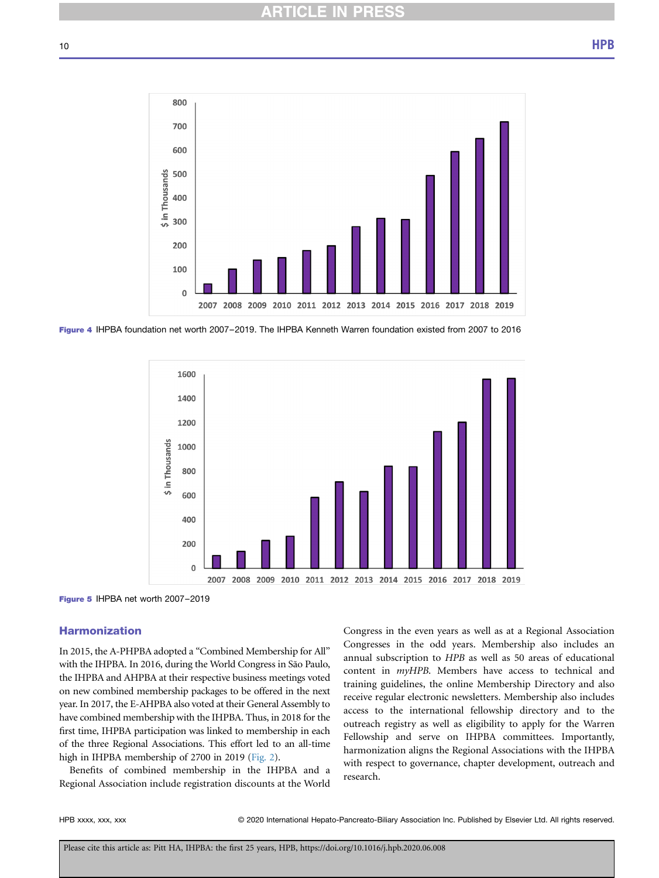800
700
600
500
400
300
200
100
0

$ in Thousands

2007 2008 2009 2010 2011 2012 2013 2014 2015 2016 2017 2018 2019

**Figure 4** IHPBA foundation net worth 2007–2019. The IHPBA Kenneth Warren foundation existed from 2007 to 2016

1600
1400
1200
1000
800
600
400
200
0

$ in Thousands

2007 2008 2009 2010 2011 2012 2013 2014 2015 2016 2017 2018 2019

**Figure 5** IHPBA net worth 2007–2019

## Harmonization

In 2015, the A-PHPBA adopted a "Combined Membership for All" with the IHPBA. In 2016, during the World Congress in São Paulo, the IHPBA and AHPBA at their respective business meetings voted on new combined membership packages to be offered in the next year. In 2017, the E-AHPBA also voted at their General Assembly to have combined membership with the IHPBA. Thus, in 2018 for the first time, IHPBA participation was linked to membership in each of the three Regional Associations. This effort led to an all-time high in IHPBA membership of 2700 in 2019 (Fig. 2).

Benefits of combined membership in the IHPBA and a Regional Association include registration discounts at the World Congress in the even years as well as at a Regional Association Congresses in the odd years. Membership also includes an annual subscription to *HPB* as well as 50 areas of educational content in *myHPB*. Members have access to technical and training guidelines, the online Membership Directory and also receive regular electronic newsletters. Membership also includes access to the international fellowship directory and to the outreach registry as well as eligibility to apply for the Warren Fellowship and serve on IHPBA committees. Importantly, harmonization aligns the Regional Associations with the IHPBA with respect to governance, chapter development, outreach and research.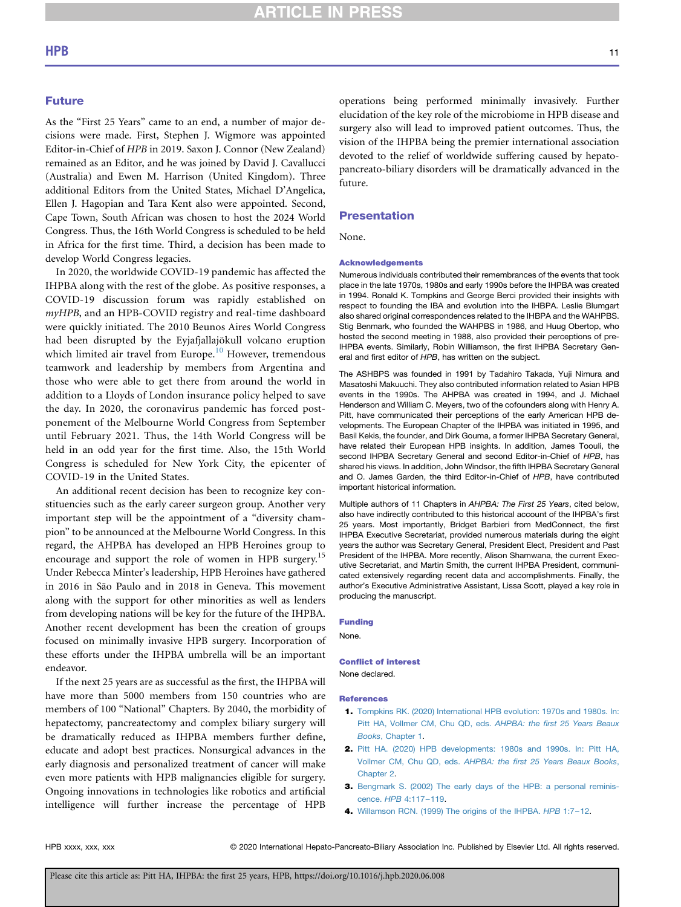## Future

As the "First 25 Years" came to an end, a number of major decisions were made. First, Stephen J. Wigmore was appointed Editor-in-Chief of *HPB* in 2019. Saxon J. Connor (New Zealand) remained as an Editor, and he was joined by David J. Cavallucci (Australia) and Ewen M. Harrison (United Kingdom). Three additional Editors from the United States, Michael D'Angelica, Ellen J. Hagopian and Tara Kent also were appointed. Second, Cape Town, South African was chosen to host the 2024 World Congress. Thus, the 16th World Congress is scheduled to be held in Africa for the first time. Third, a decision has been made to develop World Congress legacies.

In 2020, the worldwide COVID-19 pandemic has affected the IHPBA along with the rest of the globe. As positive responses, a COVID-19 discussion forum was rapidly established on *myHPB*, and an HPB-COVID registry and real-time dashboard were quickly initiated. The 2010 Beunos Aires World Congress had been disrupted by the Eyjafjallajökull volcano eruption which limited air travel from Europe.[10] However, tremendous teamwork and leadership by members from Argentina and those who were able to get there from around the world in addition to a Lloyds of London insurance policy helped to save the day. In 2020, the coronavirus pandemic has forced postponement of the Melbourne World Congress from September until February 2021. Thus, the 14th World Congress will be held in an odd year for the first time. Also, the 15th World Congress is scheduled for New York City, the epicenter of COVID-19 in the United States.

An additional recent decision has been to recognize key constituencies such as the early career surgeon group. Another very important step will be the appointment of a "diversity champion" to be announced at the Melbourne World Congress. In this regard, the AHPBA has developed an HPB Heroines group to encourage and support the role of women in HPB surgery.[15] Under Rebecca Minter's leadership, HPB Heroines have gathered in 2016 in São Paulo and in 2018 in Geneva. This movement along with the support for other minorities as well as lenders from developing nations will be key for the future of the IHPBA. Another recent development has been the creation of groups focused on minimally invasive HPB surgery. Incorporation of these efforts under the IHPBA umbrella will be an important endeavor.

If the next 25 years are as successful as the first, the IHPBA will have more than 5000 members from 150 countries who are members of 100 "National" Chapters. By 2040, the morbidity of hepatectomy, pancreatectomy and complex biliary surgery will be dramatically reduced as IHPBA members further define, educate and adopt best practices. Nonsurgical advances in the early diagnosis and personalized treatment of cancer will make even more patients with HPB malignancies eligible for surgery. Ongoing innovations in technologies like robotics and artificial intelligence will further increase the percentage of HPB operations being performed minimally invasively. Further elucidation of the key role of the microbiome in HPB disease and surgery also will lead to improved patient outcomes. Thus, the vision of the IHPBA being the premier international association devoted to the relief of worldwide suffering caused by hepato-pancreato-biliary disorders will be dramatically advanced in the future.

## Presentation

None.

### Acknowledgements

Numerous individuals contributed their remembrances of the events that took place in the late 1970s, 1980s and early 1990s before the IHPBA was created in 1994. Ronald K. Tompkins and George Berci provided their insights with respect to founding the IBA and evolution into the IHBPA. Leslie Blumgart also shared original correspondences related to the IHBPA and the WAHPBS. Stig Benmark, who founded the WAHPBS in 1986, and Huug Obertop, who hosted the second meeting in 1988, also provided their perceptions of pre-IHPBA events. Similarly, Robin Williamson, the first IHPBA Secretary General and first editor of *HPB*, has written on the subject.

The ASHBPS was founded in 1991 by Tadahiro Takada, Yuji Nimura and Masatoshi Makuuchi. They also contributed information related to Asian HPB events in the 1990s. The AHPBA was created in 1994, and J. Michael Henderson and William C. Meyers, two of the cofounders along with Henry A. Pitt, have communicated their perceptions of the early American HPB developments. The European Chapter of the IHPBA was initiated in 1995, and Basil Kekis, the founder, and Dirk Gouma, a former IHPBA Secretary General, have related their European HPB insights. In addition, James Toouli, the second IHPBA Secretary General and second Editor-in-Chief of *HPB*, has shared his views. In addition, John Windsor, the fifth IHPBA Secretary General and O. James Garden, the third Editor-in-Chief of *HPB*, have contributed important historical information.

Multiple authors of 11 Chapters in *AHPBA: The First 25 Years*, cited below, also have indirectly contributed to this historical account of the IHPBA's first 25 years. Most importantly, Bridget Barbieri from MedConnect, the first IHPBA Executive Secretariat, provided numerous materials during the eight years the author was Secretary General, President Elect, President and Past President of the IHPBA. More recently, Alison Shamwana, the current Executive Secretariat, and Martin Smith, the current IHPBA President, communicated extensively regarding recent data and accomplishments. Finally, the author's Executive Administrative Assistant, Lissa Scott, played a key role in producing the manuscript.

### Funding

None.

### Conflict of interest

None declared.

### References

1. Tompkins RK. (2020) International HPB evolution: 1970s and 1980s. In: Pitt HA, Vollmer CM, Chu QD, eds. *AHPBA: the first 25 Years Beaux Books*, Chapter 1.
2. Pitt HA. (2020) HPB developments: 1980s and 1990s. In: Pitt HA, Vollmer CM, Chu QD, eds. *AHPBA: the first 25 Years Beaux Books*, Chapter 2.
3. Bengmark S. (2002) The early days of the HPB: a personal reminiscence. *HPB* 4:117–119.
4. Willamson RCN. (1999) The origins of the IHPBA. *HPB* 1:7–12.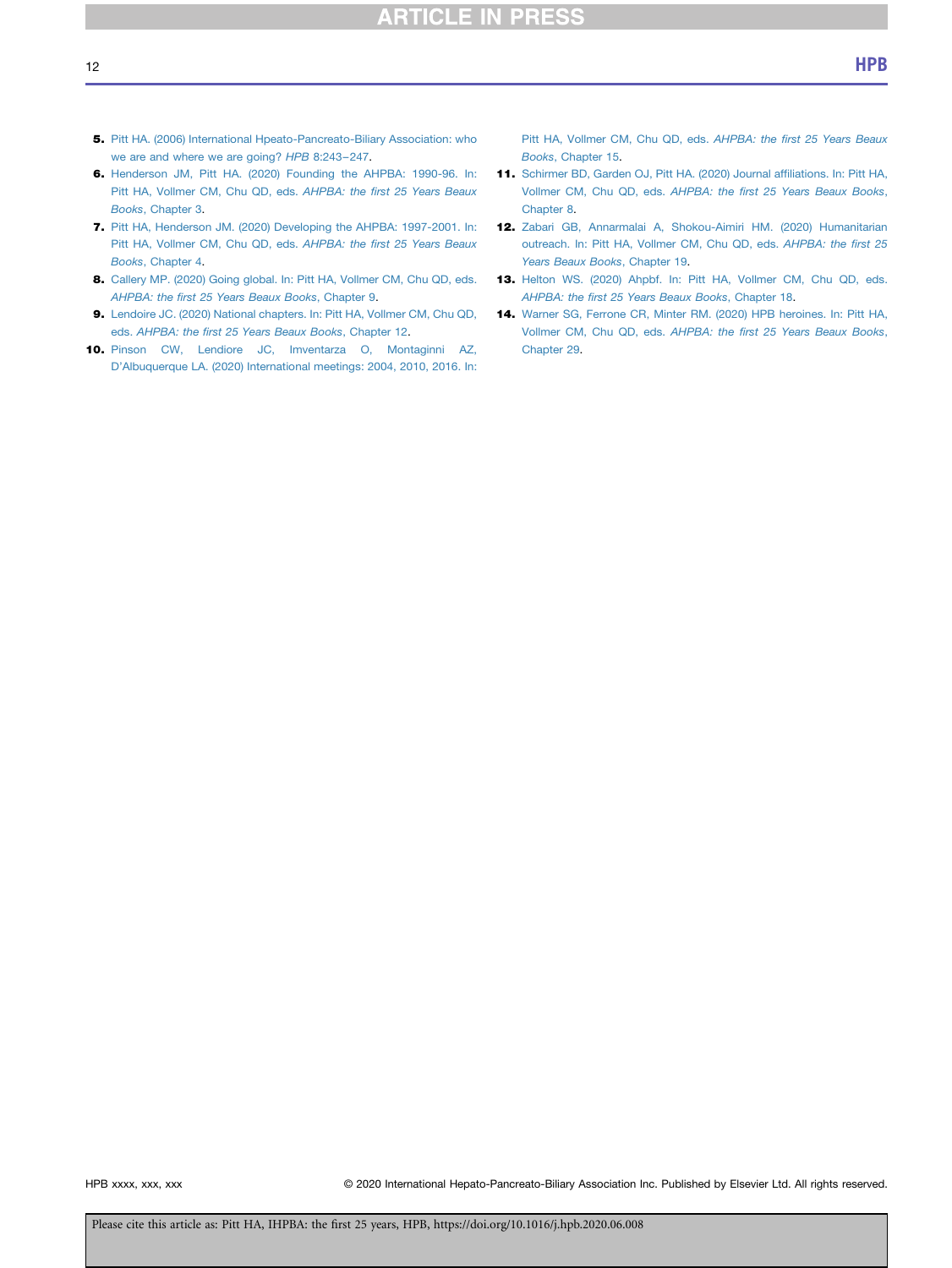5. Pitt HA. (2006) International Hpeato-Pancreato-Biliary Association: who we are and where we are going? *HPB* 8:243–247.
6. Henderson JM, Pitt HA. (2020) Founding the AHPBA: 1990-96. In: Pitt HA, Vollmer CM, Chu QD, eds. *AHPBA: the first 25 Years Beaux Books*, Chapter 3.
7. Pitt HA, Henderson JM. (2020) Developing the AHPBA: 1997-2001. In: Pitt HA, Vollmer CM, Chu QD, eds. *AHPBA: the first 25 Years Beaux Books*, Chapter 4.
8. Callery MP. (2020) Going global. In: Pitt HA, Vollmer CM, Chu QD, eds. *AHPBA: the first 25 Years Beaux Books*, Chapter 9.
9. Lendoire JC. (2020) National chapters. In: Pitt HA, Vollmer CM, Chu QD, eds. *AHPBA: the first 25 Years Beaux Books*, Chapter 12.
10. Pinson CW, Lendiore JC, Imventarza O, Montaginni AZ, D'Albuquerque LA. (2020) International meetings: 2004, 2010, 2016. In: Pitt HA, Vollmer CM, Chu QD, eds. *AHPBA: the first 25 Years Beaux Books*, Chapter 15.
11. Schirmer BD, Garden OJ, Pitt HA. (2020) Journal affiliations. In: Pitt HA, Vollmer CM, Chu QD, eds. *AHPBA: the first 25 Years Beaux Books*, Chapter 8.
12. Zabari GB, Annarmalai A, Shokou-Aimiri HM. (2020) Humanitarian outreach. In: Pitt HA, Vollmer CM, Chu QD, eds. *AHPBA: the first 25 Years Beaux Books*, Chapter 19.
13. Helton WS. (2020) Ahpbf. In: Pitt HA, Vollmer CM, Chu QD, eds. *AHPBA: the first 25 Years Beaux Books*, Chapter 18.
14. Warner SG, Ferrone CR, Minter RM. (2020) HPB heroines. In: Pitt HA, Vollmer CM, Chu QD, eds. *AHPBA: the first 25 Years Beaux Books*, Chapter 29.

© 2020 International Hepato-Pancreato-Biliary Association Inc. Published by Elsevier Ltd. All rights reserved.

Please cite this article as: Pitt HA, IHPBA: the first 25 years, HPB, https://doi.org/10.1016/j.hpb.2020.06.008